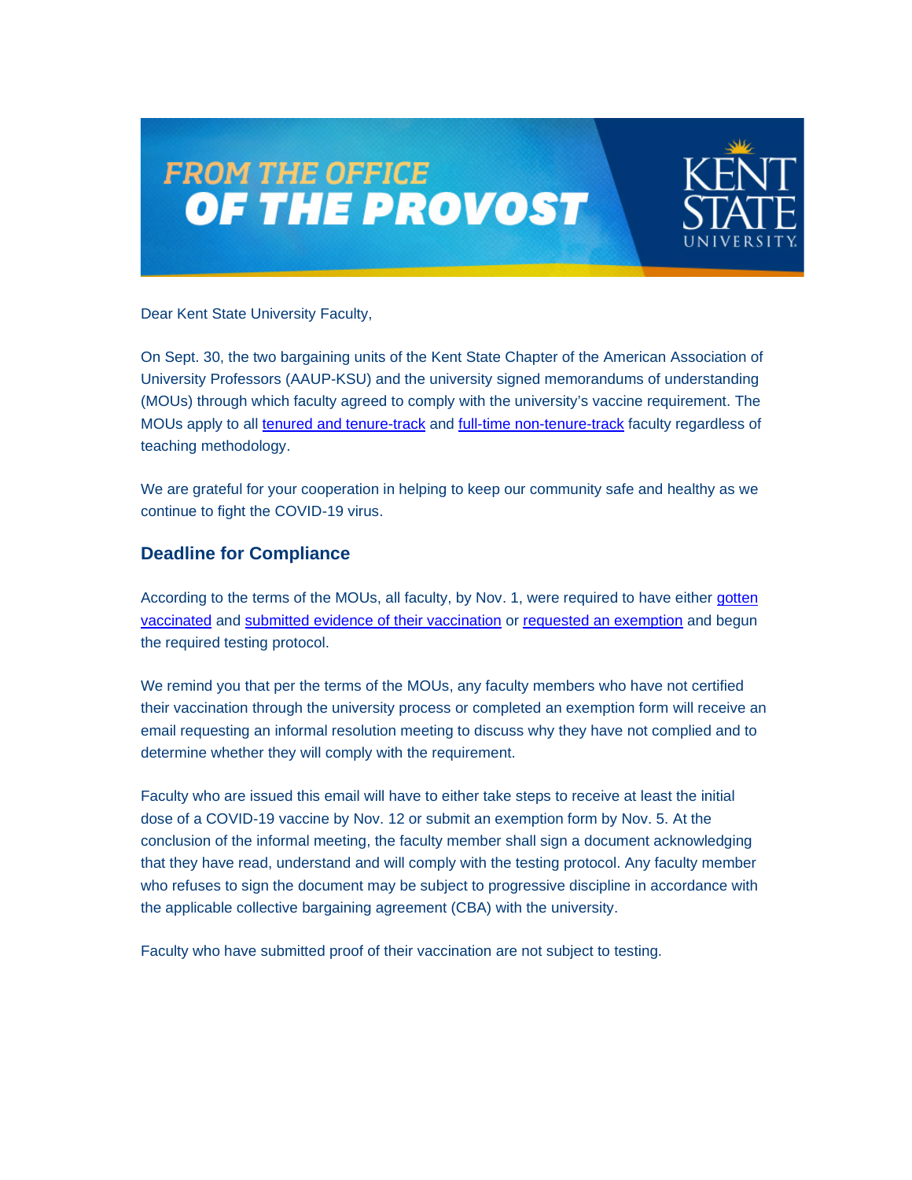# FROM THE OFFICE OF THE PROVOST

Dear Kent State University Faculty,

On Sept. 30, the two bargaining units of the Kent State Chapter of the American Association of University Professors (AAUP-KSU) and the university signed memorandums of understanding (MOUs) through which faculty agreed to comply with the university's vaccine requirement. The MOUs apply to all tenured and tenure-track and full-time non-tenure-track faculty regardless of teaching methodology.

We are grateful for your cooperation in helping to keep our community safe and healthy as we continue to fight the COVID-19 virus.

## Deadline for Compliance

According to the terms of the MOUs, all faculty, by Nov. 1, were required to have either gotten vaccinated and submitted evidence of their vaccination or requested an exemption and begun the required testing protocol.

We remind you that per the terms of the MOUs, any faculty members who have not certified their vaccination through the university process or completed an exemption form will receive an email requesting an informal resolution meeting to discuss why they have not complied and to determine whether they will comply with the requirement.

Faculty who are issued this email will have to either take steps to receive at least the initial dose of a COVID-19 vaccine by Nov. 12 or submit an exemption form by Nov. 5. At the conclusion of the informal meeting, the faculty member shall sign a document acknowledging that they have read, understand and will comply with the testing protocol. Any faculty member who refuses to sign the document may be subject to progressive discipline in accordance with the applicable collective bargaining agreement (CBA) with the university.

Faculty who have submitted proof of their vaccination are not subject to testing.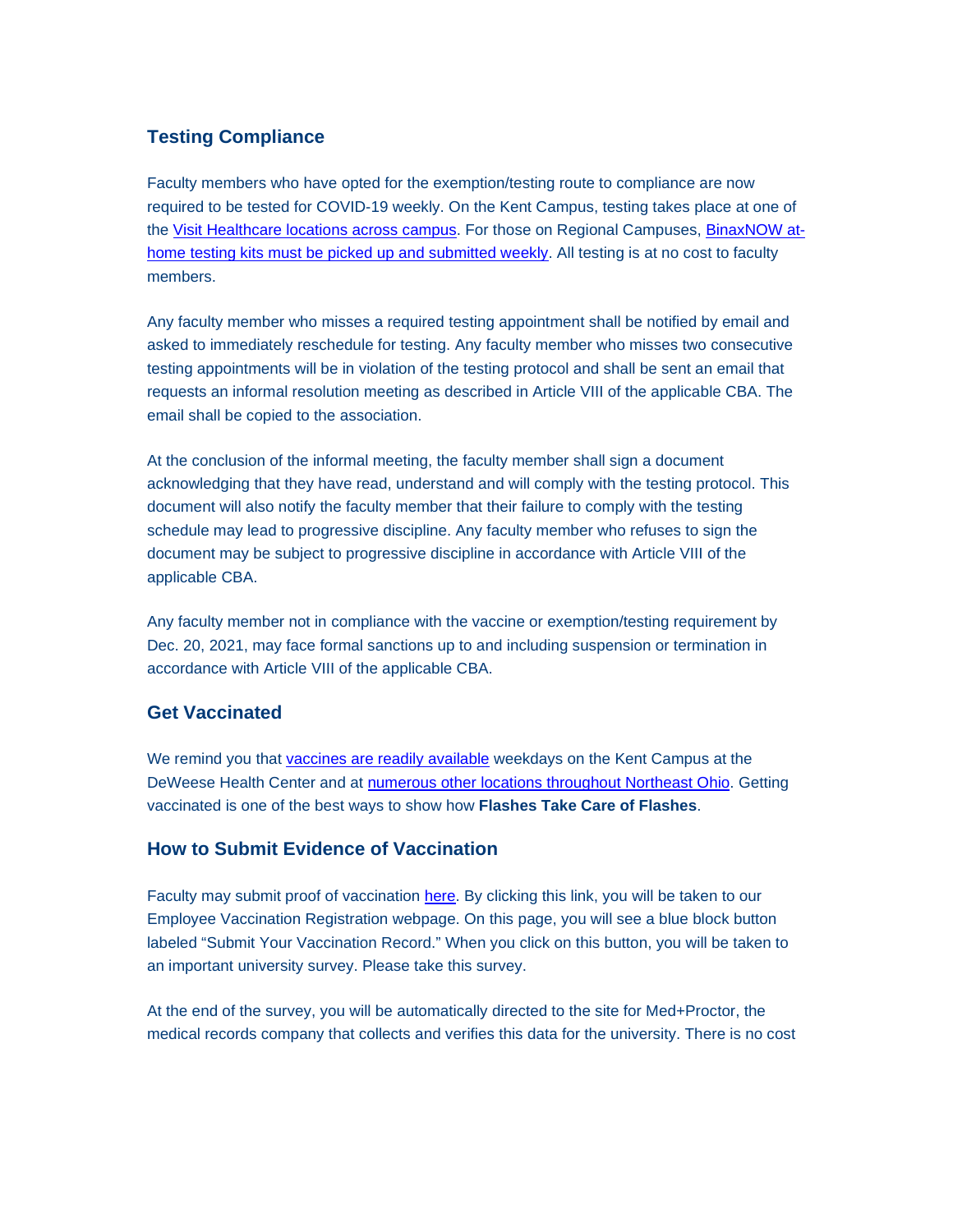## Testing Compliance

Faculty members who have opted for the exemption/testing route to compliance are now required to be tested for COVID-19 weekly. On the Kent Campus, testing takes place at one of the Visit Healthcare locations across campus. For those on Regional Campuses, BinaxNOW at-home testing kits must be picked up and submitted weekly. All testing is at no cost to faculty members.

Any faculty member who misses a required testing appointment shall be notified by email and asked to immediately reschedule for testing. Any faculty member who misses two consecutive testing appointments will be in violation of the testing protocol and shall be sent an email that requests an informal resolution meeting as described in Article VIII of the applicable CBA. The email shall be copied to the association.

At the conclusion of the informal meeting, the faculty member shall sign a document acknowledging that they have read, understand and will comply with the testing protocol. This document will also notify the faculty member that their failure to comply with the testing schedule may lead to progressive discipline. Any faculty member who refuses to sign the document may be subject to progressive discipline in accordance with Article VIII of the applicable CBA.

Any faculty member not in compliance with the vaccine or exemption/testing requirement by Dec. 20, 2021, may face formal sanctions up to and including suspension or termination in accordance with Article VIII of the applicable CBA.

## Get Vaccinated

We remind you that vaccines are readily available weekdays on the Kent Campus at the DeWeese Health Center and at numerous other locations throughout Northeast Ohio. Getting vaccinated is one of the best ways to show how **Flashes Take Care of Flashes**.

## How to Submit Evidence of Vaccination

Faculty may submit proof of vaccination here. By clicking this link, you will be taken to our Employee Vaccination Registration webpage. On this page, you will see a blue block button labeled "Submit Your Vaccination Record." When you click on this button, you will be taken to an important university survey. Please take this survey.

At the end of the survey, you will be automatically directed to the site for Med+Proctor, the medical records company that collects and verifies this data for the university. There is no cost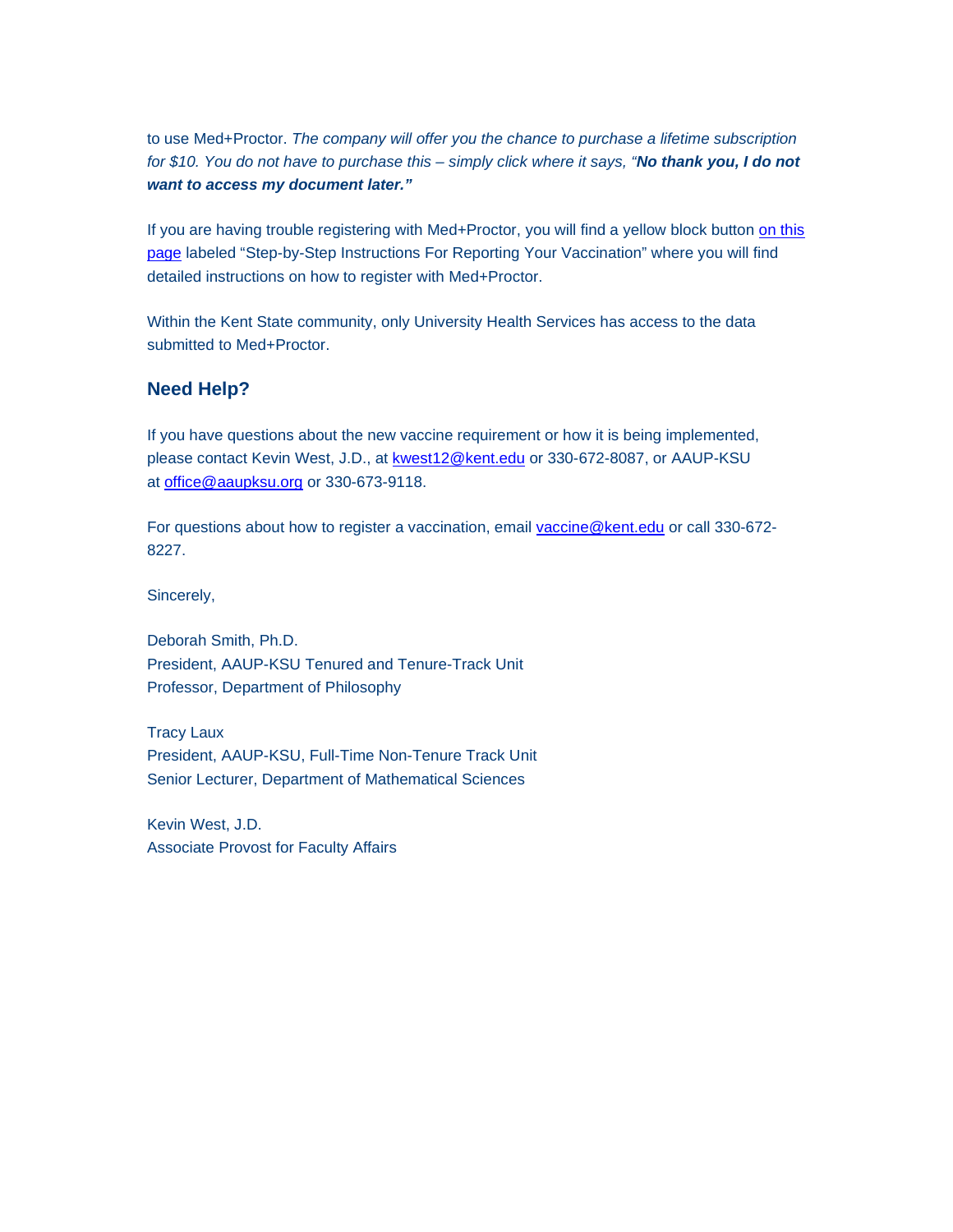to use Med+Proctor. *The company will offer you the chance to purchase a lifetime subscription for $10. You do not have to purchase this – simply click where it says, "**No thank you, I do not want to access my document later.**"*

If you are having trouble registering with Med+Proctor, you will find a yellow block button on this page labeled "Step-by-Step Instructions For Reporting Your Vaccination" where you will find detailed instructions on how to register with Med+Proctor.

Within the Kent State community, only University Health Services has access to the data submitted to Med+Proctor.

## Need Help?

If you have questions about the new vaccine requirement or how it is being implemented, please contact Kevin West, J.D., at kwest12@kent.edu or 330-672-8087, or AAUP-KSU at office@aaupksu.org or 330-673-9118.

For questions about how to register a vaccination, email vaccine@kent.edu or call 330-672-8227.

Sincerely,

Deborah Smith, Ph.D.
President, AAUP-KSU Tenured and Tenure-Track Unit
Professor, Department of Philosophy

Tracy Laux
President, AAUP-KSU, Full-Time Non-Tenure Track Unit
Senior Lecturer, Department of Mathematical Sciences

Kevin West, J.D.
Associate Provost for Faculty Affairs